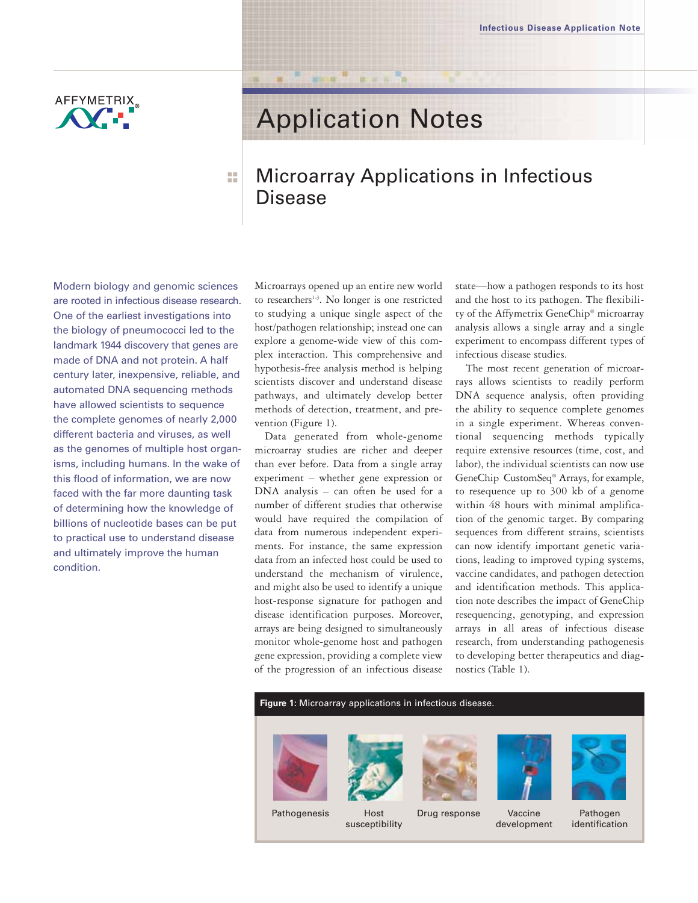Affymetrix

# Application Notes

## Microarray Applications in Infectious Disease

Modern biology and genomic sciences are rooted in infectious disease research. One of the earliest investigations into the biology of pneumococci led to the landmark 1944 discovery that genes are made of DNA and not protein. A half century later, inexpensive, reliable, and automated DNA sequencing methods have allowed scientists to sequence the complete genomes of nearly 2,000 different bacteria and viruses, as well as the genomes of multiple host organisms, including humans. In the wake of this flood of information, we are now faced with the far more daunting task of determining how the knowledge of billions of nucleotide bases can be put to practical use to understand disease and ultimately improve the human condition.

Microarrays opened up an entire new world to researchers[1-3]. No longer is one restricted to studying a unique single aspect of the host/pathogen relationship; instead one can explore a genome-wide view of this complex interaction. This comprehensive and hypothesis-free analysis method is helping scientists discover and understand disease pathways, and ultimately develop better methods of detection, treatment, and prevention (Figure 1).

Data generated from whole-genome microarray studies are richer and deeper than ever before. Data from a single array experiment – whether gene expression or DNA analysis – can often be used for a number of different studies that otherwise would have required the compilation of data from numerous independent experiments. For instance, the same expression data from an infected host could be used to understand the mechanism of virulence, and might also be used to identify a unique host-response signature for pathogen and disease identification purposes. Moreover, arrays are being designed to simultaneously monitor whole-genome host and pathogen gene expression, providing a complete view of the progression of an infectious disease state—how a pathogen responds to its host and the host to its pathogen. The flexibility of the Affymetrix GeneChip® microarray analysis allows a single array and a single experiment to encompass different types of infectious disease studies.

The most recent generation of microarrays allows scientists to readily perform DNA sequence analysis, often providing the ability to sequence complete genomes in a single experiment. Whereas conventional sequencing methods typically require extensive resources (time, cost, and labor), the individual scientists can now use GeneChip CustomSeq® Arrays, for example, to resequence up to 300 kb of a genome within 48 hours with minimal amplification of the genomic target. By comparing sequences from different strains, scientists can now identify important genetic variations, leading to improved typing systems, vaccine candidates, and pathogen detection and identification methods. This application note describes the impact of GeneChip resequencing, genotyping, and expression arrays in all areas of infectious disease research, from understanding pathogenesis to developing better therapeutics and diagnostics (Table 1).

**Figure 1:** Microarray applications in infectious disease.

Pathogenesis | Host susceptibility | Drug response | Vaccine development | Pathogen identification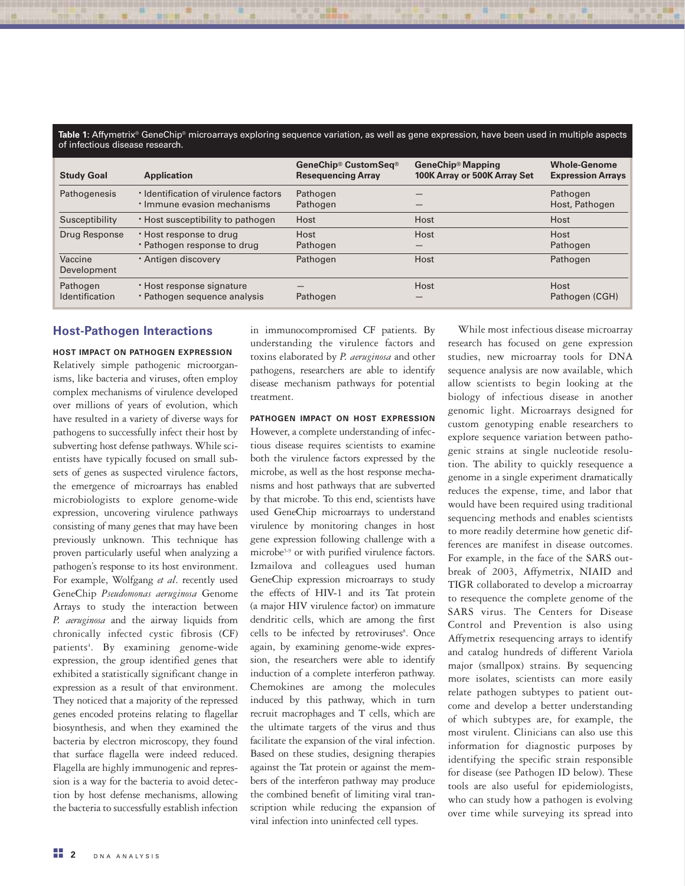**Table 1:** Affymetrix® GeneChip® microarrays exploring sequence variation, as well as gene expression, have been used in multiple aspects of infectious disease research.

| Study Goal | Application | GeneChip® CustomSeq® Resequencing Array | GeneChip® Mapping 100K Array or 500K Array Set | Whole-Genome Expression Arrays |
|---|---|---|---|---|
| Pathogenesis | • Identification of virulence factors | Pathogen | — | Pathogen |
| | • Immune evasion mechanisms | Pathogen | — | Host, Pathogen |
| Susceptibility | • Host susceptibility to pathogen | Host | Host | Host |
| Drug Response | • Host response to drug | Host | Host | Host |
| | • Pathogen response to drug | Pathogen | — | Pathogen |
| Vaccine Development | • Antigen discovery | Pathogen | Host | Pathogen |
| Pathogen Identification | • Host response signature | — | Host | Host |
| | • Pathogen sequence analysis | Pathogen | — | Pathogen (CGH) |

## Host-Pathogen Interactions

### HOST IMPACT ON PATHOGEN EXPRESSION

Relatively simple pathogenic microorganisms, like bacteria and viruses, often employ complex mechanisms of virulence developed over millions of years of evolution, which have resulted in a variety of diverse ways for pathogens to successfully infect their host by subverting host defense pathways. While scientists have typically focused on small subsets of genes as suspected virulence factors, the emergence of microarrays has enabled microbiologists to explore genome-wide expression, uncovering virulence pathways consisting of many genes that may have been previously unknown. This technique has proven particularly useful when analyzing a pathogen's response to its host environment. For example, Wolfgang *et al*. recently used GeneChip *Pseudomonas aeruginosa* Genome Arrays to study the interaction between *P. aeruginosa* and the airway liquids from chronically infected cystic fibrosis (CF) patients[4]. By examining genome-wide expression, the group identified genes that exhibited a statistically significant change in expression as a result of that environment. They noticed that a majority of the repressed genes encoded proteins relating to flagellar biosynthesis, and when they examined the bacteria by electron microscopy, they found that surface flagella were indeed reduced. Flagella are highly immunogenic and repression is a way for the bacteria to avoid detection by host defense mechanisms, allowing the bacteria to successfully establish infection in immunocompromised CF patients. By understanding the virulence factors and toxins elaborated by *P. aeruginosa* and other pathogens, researchers are able to identify disease mechanism pathways for potential treatment.

### PATHOGEN IMPACT ON HOST EXPRESSION

However, a complete understanding of infectious disease requires scientists to examine both the virulence factors expressed by the microbe, as well as the host response mechanisms and host pathways that are subverted by that microbe. To this end, scientists have used GeneChip microarrays to understand virulence by monitoring changes in host gene expression following challenge with a microbe[5-9] or with purified virulence factors. Izmailova and colleagues used human GeneChip expression microarrays to study the effects of HIV-1 and its Tat protein (a major HIV virulence factor) on immature dendritic cells, which are among the first cells to be infected by retroviruses[8]. Once again, by examining genome-wide expression, the researchers were able to identify induction of a complete interferon pathway. Chemokines are among the molecules induced by this pathway, which in turn recruit macrophages and T cells, which are the ultimate targets of the virus and thus facilitate the expansion of the viral infection. Based on these studies, designing therapies against the Tat protein or against the members of the interferon pathway may produce the combined benefit of limiting viral transcription while reducing the expansion of viral infection into uninfected cell types.

While most infectious disease microarray research has focused on gene expression studies, new microarray tools for DNA sequence analysis are now available, which allow scientists to begin looking at the biology of infectious disease in another genomic light. Microarrays designed for custom genotyping enable researchers to explore sequence variation between pathogenic strains at single nucleotide resolution. The ability to quickly resequence a genome in a single experiment dramatically reduces the expense, time, and labor that would have been required using traditional sequencing methods and enables scientists to more readily determine how genetic differences are manifest in disease outcomes. For example, in the face of the SARS outbreak of 2003, Affymetrix, NIAID and TIGR collaborated to develop a microarray to resequence the complete genome of the SARS virus. The Centers for Disease Control and Prevention is also using Affymetrix resequencing arrays to identify and catalog hundreds of different Variola major (smallpox) strains. By sequencing more isolates, scientists can more easily relate pathogen subtypes to patient outcome and develop a better understanding of which subtypes are, for example, the most virulent. Clinicians can also use this information for diagnostic purposes by identifying the specific strain responsible for disease (see Pathogen ID below). These tools are also useful for epidemiologists, who can study how a pathogen is evolving over time while surveying its spread into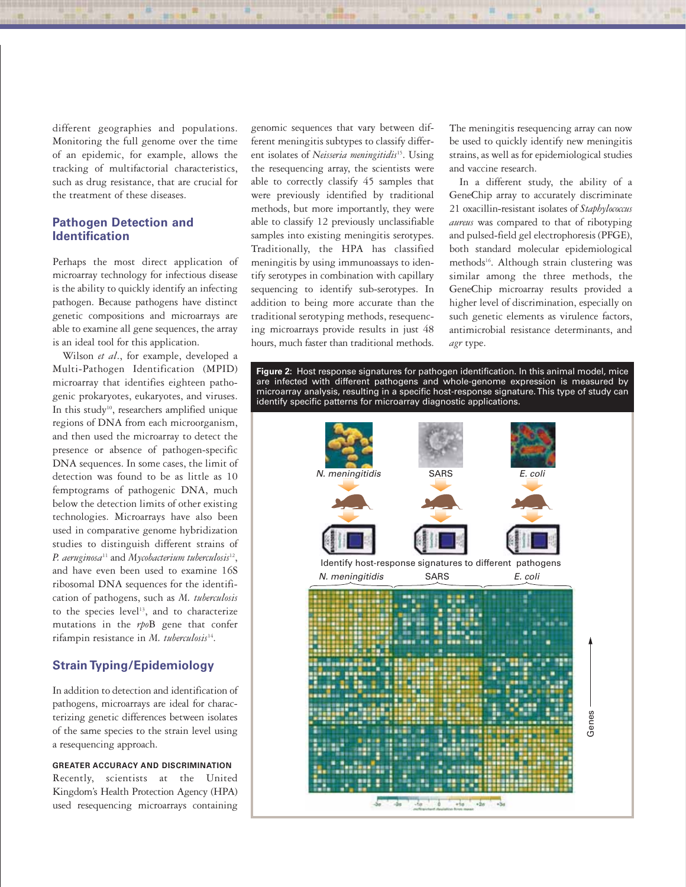different geographies and populations. Monitoring the full genome over the time of an epidemic, for example, allows the tracking of multifactorial characteristics, such as drug resistance, that are crucial for the treatment of these diseases.

## Pathogen Detection and Identification

Perhaps the most direct application of microarray technology for infectious disease is the ability to quickly identify an infecting pathogen. Because pathogens have distinct genetic compositions and microarrays are able to examine all gene sequences, the array is an ideal tool for this application.

Wilson *et al*., for example, developed a Multi-Pathogen Identification (MPID) microarray that identifies eighteen pathogenic prokaryotes, eukaryotes, and viruses. In this study[10], researchers amplified unique regions of DNA from each microorganism, and then used the microarray to detect the presence or absence of pathogen-specific DNA sequences. In some cases, the limit of detection was found to be as little as 10 femptograms of pathogenic DNA, much below the detection limits of other existing technologies. Microarrays have also been used in comparative genome hybridization studies to distinguish different strains of *P. aeruginosa*[11] and *Mycobacterium tuberculosis*[12], and have even been used to examine 16S ribosomal DNA sequences for the identification of pathogens, such as *M. tuberculosis* to the species level[13], and to characterize mutations in the *rpo*B gene that confer rifampin resistance in *M. tuberculosis*[14].

## Strain Typing/Epidemiology

In addition to detection and identification of pathogens, microarrays are ideal for characterizing genetic differences between isolates of the same species to the strain level using a resequencing approach.

### GREATER ACCURACY AND DISCRIMINATION

Recently, scientists at the United Kingdom's Health Protection Agency (HPA) used resequencing microarrays containing genomic sequences that vary between different meningitis subtypes to classify different isolates of *Neisseria meningitidis*[15]. Using the resequencing array, the scientists were able to correctly classify 45 samples that were previously identified by traditional methods, but more importantly, they were able to classify 12 previously unclassifiable samples into existing meningitis serotypes. Traditionally, the HPA has classified meningitis by using immunoassays to identify serotypes in combination with capillary sequencing to identify sub-serotypes. In addition to being more accurate than the traditional serotyping methods, resequencing microarrays provide results in just 48 hours, much faster than traditional methods.

The meningitis resequencing array can now be used to quickly identify new meningitis strains, as well as for epidemiological studies and vaccine research.

In a different study, the ability of a GeneChip array to accurately discriminate 21 oxacillin-resistant isolates of *Staphylococcus aureus* was compared to that of ribotyping and pulsed-field gel electrophoresis (PFGE), both standard molecular epidemiological methods[16]. Although strain clustering was similar among the three methods, the GeneChip microarray results provided a higher level of discrimination, especially on such genetic elements as virulence factors, antimicrobial resistance determinants, and *agr* type.

**Figure 2:** Host response signatures for pathogen identification. In this animal model, mice are infected with different pathogens and whole-genome expression is measured by microarray analysis, resulting in a specific host-response signature. This type of study can identify specific patterns for microarray diagnostic applications.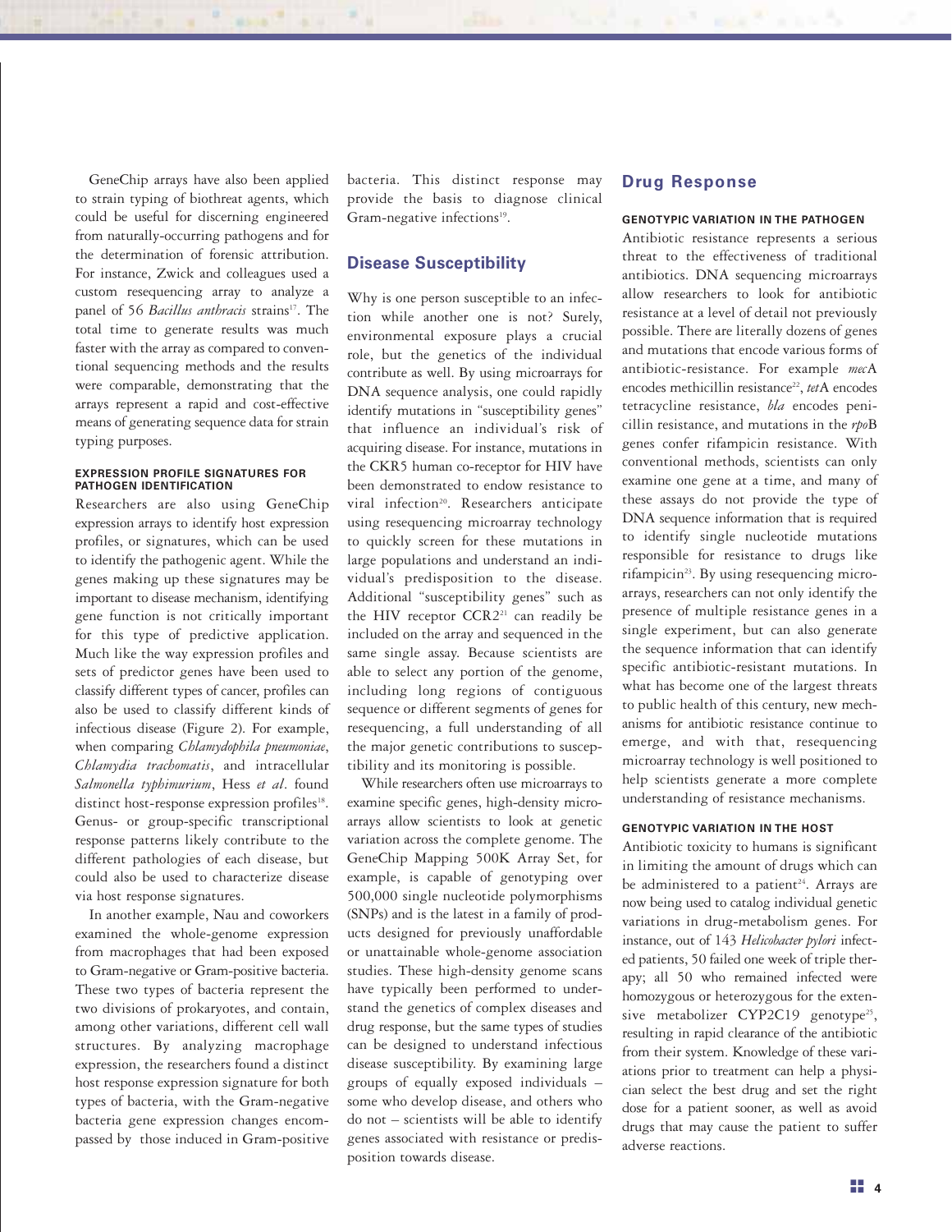GeneChip arrays have also been applied to strain typing of biothreat agents, which could be useful for discerning engineered from naturally-occurring pathogens and for the determination of forensic attribution. For instance, Zwick and colleagues used a custom resequencing array to analyze a panel of 56 *Bacillus anthracis* strains[17]. The total time to generate results was much faster with the array as compared to conventional sequencing methods and the results were comparable, demonstrating that the arrays represent a rapid and cost-effective means of generating sequence data for strain typing purposes.

#### EXPRESSION PROFILE SIGNATURES FOR PATHOGEN IDENTIFICATION

Researchers are also using GeneChip expression arrays to identify host expression profiles, or signatures, which can be used to identify the pathogenic agent. While the genes making up these signatures may be important to disease mechanism, identifying gene function is not critically important for this type of predictive application. Much like the way expression profiles and sets of predictor genes have been used to classify different types of cancer, profiles can also be used to classify different kinds of infectious disease (Figure 2). For example, when comparing *Chlamydophila pneumoniae*, *Chlamydia trachomatis*, and intracellular *Salmonella typhimurium*, Hess *et al*. found distinct host-response expression profiles[18]. Genus- or group-specific transcriptional response patterns likely contribute to the different pathologies of each disease, but could also be used to characterize disease via host response signatures.

In another example, Nau and coworkers examined the whole-genome expression from macrophages that had been exposed to Gram-negative or Gram-positive bacteria. These two types of bacteria represent the two divisions of prokaryotes, and contain, among other variations, different cell wall structures. By analyzing macrophage expression, the researchers found a distinct host response expression signature for both types of bacteria, with the Gram-negative bacteria gene expression changes encompassed by those induced in Gram-positive bacteria. This distinct response may provide the basis to diagnose clinical Gram-negative infections[19].

## Disease Susceptibility

Why is one person susceptible to an infection while another one is not? Surely, environmental exposure plays a crucial role, but the genetics of the individual contribute as well. By using microarrays for DNA sequence analysis, one could rapidly identify mutations in "susceptibility genes" that influence an individual's risk of acquiring disease. For instance, mutations in the CKR5 human co-receptor for HIV have been demonstrated to endow resistance to viral infection[20]. Researchers anticipate using resequencing microarray technology to quickly screen for these mutations in large populations and understand an individual's predisposition to the disease. Additional "susceptibility genes" such as the HIV receptor CCR2[21] can readily be included on the array and sequenced in the same single assay. Because scientists are able to select any portion of the genome, including long regions of contiguous sequence or different segments of genes for resequencing, a full understanding of all the major genetic contributions to susceptibility and its monitoring is possible.

While researchers often use microarrays to examine specific genes, high-density microarrays allow scientists to look at genetic variation across the complete genome. The GeneChip Mapping 500K Array Set, for example, is capable of genotyping over 500,000 single nucleotide polymorphisms (SNPs) and is the latest in a family of products designed for previously unaffordable or unattainable whole-genome association studies. These high-density genome scans have typically been performed to understand the genetics of complex diseases and drug response, but the same types of studies can be designed to understand infectious disease susceptibility. By examining large groups of equally exposed individuals – some who develop disease, and others who do not – scientists will be able to identify genes associated with resistance or predisposition towards disease.

## Drug Response

#### GENOTYPIC VARIATION IN THE PATHOGEN

Antibiotic resistance represents a serious threat to the effectiveness of traditional antibiotics. DNA sequencing microarrays allow researchers to look for antibiotic resistance at a level of detail not previously possible. There are literally dozens of genes and mutations that encode various forms of antibiotic-resistance. For example *mec*A encodes methicillin resistance[22], *tet*A encodes tetracycline resistance, *bla* encodes penicillin resistance, and mutations in the *rpo*B genes confer rifampicin resistance. With conventional methods, scientists can only examine one gene at a time, and many of these assays do not provide the type of DNA sequence information that is required to identify single nucleotide mutations responsible for resistance to drugs like rifampicin[23]. By using resequencing microarrays, researchers can not only identify the presence of multiple resistance genes in a single experiment, but can also generate the sequence information that can identify specific antibiotic-resistant mutations. In what has become one of the largest threats to public health of this century, new mechanisms for antibiotic resistance continue to emerge, and with that, resequencing microarray technology is well positioned to help scientists generate a more complete understanding of resistance mechanisms.

#### GENOTYPIC VARIATION IN THE HOST

Antibiotic toxicity to humans is significant in limiting the amount of drugs which can be administered to a patient[24]. Arrays are now being used to catalog individual genetic variations in drug-metabolism genes. For instance, out of 143 *Helicobacter pylori* infected patients, 50 failed one week of triple therapy; all 50 who remained infected were homozygous or heterozygous for the extensive metabolizer CYP2C19 genotype[25], resulting in rapid clearance of the antibiotic from their system. Knowledge of these variations prior to treatment can help a physician select the best drug and set the right dose for a patient sooner, as well as avoid drugs that may cause the patient to suffer adverse reactions.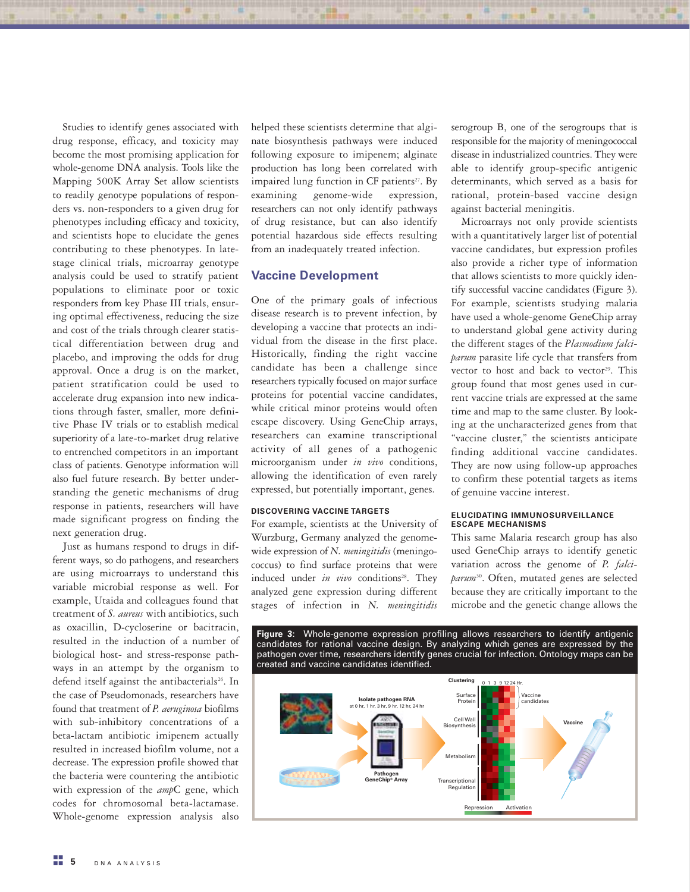Studies to identify genes associated with drug response, efficacy, and toxicity may become the most promising application for whole-genome DNA analysis. Tools like the Mapping 500K Array Set allow scientists to readily genotype populations of responders vs. non-responders to a given drug for phenotypes including efficacy and toxicity, and scientists hope to elucidate the genes contributing to these phenotypes. In late-stage clinical trials, microarray genotype analysis could be used to stratify patient populations to eliminate poor or toxic responders from key Phase III trials, ensuring optimal effectiveness, reducing the size and cost of the trials through clearer statistical differentiation between drug and placebo, and improving the odds for drug approval. Once a drug is on the market, patient stratification could be used to accelerate drug expansion into new indications through faster, smaller, more definitive Phase IV trials or to establish medical superiority of a late-to-market drug relative to entrenched competitors in an important class of patients. Genotype information will also fuel future research. By better understanding the genetic mechanisms of drug response in patients, researchers will have made significant progress on finding the next generation drug.

Just as humans respond to drugs in different ways, so do pathogens, and researchers are using microarrays to understand this variable microbial response as well. For example, Utaida and colleagues found that treatment of *S. aureus* with antibiotics, such as oxacillin, D-cycloserine or bacitracin, resulted in the induction of a number of biological host- and stress-response pathways in an attempt by the organism to defend itself against the antibacterials[26]. In the case of Pseudomonads, researchers have found that treatment of *P. aeruginosa* biofilms with sub-inhibitory concentrations of a beta-lactam antibiotic imipenem actually resulted in increased biofilm volume, not a decrease. The expression profile showed that the bacteria were countering the antibiotic with expression of the *amp*C gene, which codes for chromosomal beta-lactamase. Whole-genome expression analysis also helped these scientists determine that alginate biosynthesis pathways were induced following exposure to imipenem; alginate production has long been correlated with impaired lung function in CF patients[27]. By examining genome-wide expression, researchers can not only identify pathways of drug resistance, but can also identify potential hazardous side effects resulting from an inadequately treated infection.

## Vaccine Development

One of the primary goals of infectious disease research is to prevent infection, by developing a vaccine that protects an individual from the disease in the first place. Historically, finding the right vaccine candidate has been a challenge since researchers typically focused on major surface proteins for potential vaccine candidates, while critical minor proteins would often escape discovery. Using GeneChip arrays, researchers can examine transcriptional activity of all genes of a pathogenic microorganism under *in vivo* conditions, allowing the identification of even rarely expressed, but potentially important, genes.

### DISCOVERING VACCINE TARGETS

For example, scientists at the University of Wurzburg, Germany analyzed the genome-wide expression of *N. meningitidis* (meningococcus) to find surface proteins that were induced under *in vivo* conditions[28]. They analyzed gene expression during different stages of infection in *N. meningitidis* serogroup B, one of the serogroups that is responsible for the majority of meningococcal disease in industrialized countries. They were able to identify group-specific antigenic determinants, which served as a basis for rational, protein-based vaccine design against bacterial meningitis.

Microarrays not only provide scientists with a quantitatively larger list of potential vaccine candidates, but expression profiles also provide a richer type of information that allows scientists to more quickly identify successful vaccine candidates (Figure 3). For example, scientists studying malaria have used a whole-genome GeneChip array to understand global gene activity during the different stages of the *Plasmodium falciparum* parasite life cycle that transfers from vector to host and back to vector[29]. This group found that most genes used in current vaccine trials are expressed at the same time and map to the same cluster. By looking at the uncharacterized genes from that "vaccine cluster," the scientists anticipate finding additional vaccine candidates. They are now using follow-up approaches to confirm these potential targets as items of genuine vaccine interest.

### ELUCIDATING IMMUNOSURVEILLANCE ESCAPE MECHANISMS

This same Malaria research group has also used GeneChip arrays to identify genetic variation across the genome of *P. falciparum*[30]. Often, mutated genes are selected because they are critically important to the microbe and the genetic change allows the

**Figure 3:** Whole-genome expression profiling allows researchers to identify antigenic candidates for rational vaccine design. By analyzing which genes are expressed by the pathogen over time, researchers identify genes crucial for infection. Ontology maps can be created and vaccine candidates identified.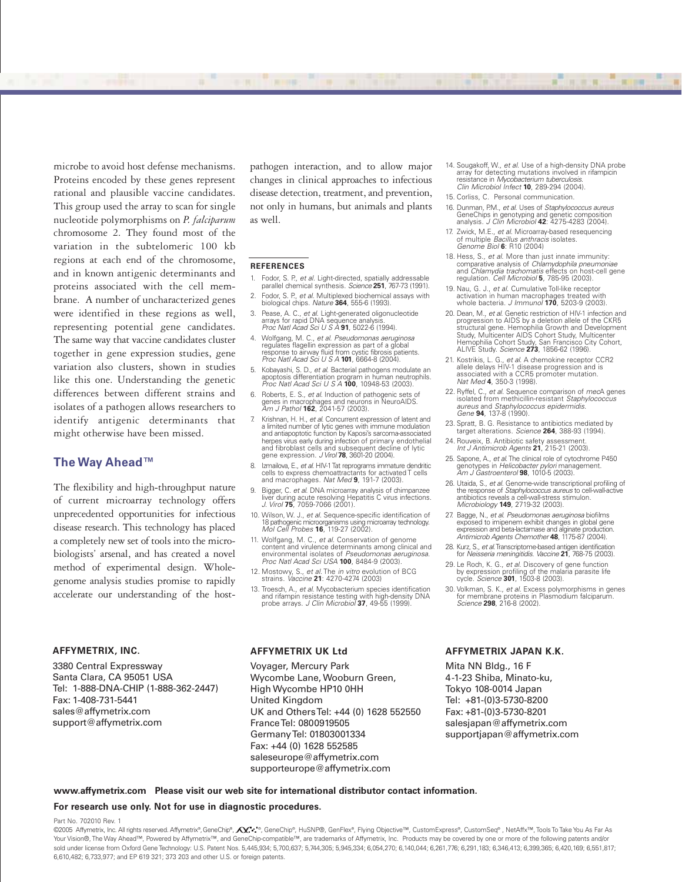microbe to avoid host defense mechanisms. Proteins encoded by these genes represent rational and plausible vaccine candidates. This group used the array to scan for single nucleotide polymorphisms on *P. falciparum* chromosome 2. They found most of the variation in the subtelomeric 100 kb regions at each end of the chromosome, and in known antigenic determinants and proteins associated with the cell membrane. A number of uncharacterized genes were identified in these regions as well, representing potential gene candidates. The same way that vaccine candidates cluster together in gene expression studies, gene variation also clusters, shown in studies like this one. Understanding the genetic differences between different strains and isolates of a pathogen allows researchers to identify antigenic determinants that might otherwise have been missed.

## The Way Ahead™

The flexibility and high-throughput nature of current microarray technology offers unprecedented opportunities for infectious disease research. This technology has placed a completely new set of tools into the microbiologists' arsenal, and has created a novel method of experimental design. Whole-genome analysis studies promise to rapidly accelerate our understanding of the host-pathogen interaction, and to allow major changes in clinical approaches to infectious disease detection, treatment, and prevention, not only in humans, but animals and plants as well.

### REFERENCES

1. Fodor, S. P., *et al.* Light-directed, spatially addressable parallel chemical synthesis. *Science* **251**, 767-73 (1991).
2. Fodor, S. P., *et al.* Multiplexed biochemical assays with biological chips. *Nature* **364**, 555-6 (1993).
3. Pease, A. C., *et al.* Light-generated oligonucleotide arrays for rapid DNA sequence analysis. *Proc Natl Acad Sci U S A* **91**, 5022-6 (1994).
4. Wolfgang, M. C., *et al. Pseudomonas aeruginosa* regulates flagellin expression as part of a global response to airway fluid from cystic fibrosis patients. *Proc Natl Acad Sci U S A* **101**, 6664-8 (2004).
5. Kobayashi, S. D., *et al.* Bacterial pathogens modulate an apoptosis differentiation program in human neutrophils. *Proc Natl Acad Sci U S A* **100**, 10948-53 (2003).
6. Roberts, E. S., *et al.* Induction of pathogenic sets of genes in macrophages and neurons in NeuroAIDS. *Am J Pathol* **162**, 2041-57 (2003).
7. Krishnan, H. H., *et al.* Concurrent expression of latent and a limited number of lytic genes with immune modulation and antiapoptotic function by Kaposi's sarcoma-associated herpes virus early during infection of primary endothelial and fibroblast cells and subsequent decline of lytic gene expression. *J Virol* **78**, 3601-20 (2004).
8. Izmailova, E., *et al.* HIV-1 Tat reprograms immature dendritic cells to express chemoattractants for activated T cells and macrophages. *Nat Med* **9**, 191-7 (2003).
9. Bigger, C. *et al.* DNA microarray analysis of chimpanzee liver during acute resolving Hepatitis C virus infections. *J. Virol* **75**, 7059-7066 (2001).
10. Wilson, W. J., *et al.* Sequence-specific identification of 18 pathogenic microorganisms using microarray technology. *Mol Cell Probes* **16**, 119-27 (2002).
11. Wolfgang, M. C., *et al.* Conservation of genome content and virulence determinants among clinical and environmental isolates of *Pseudomonas aeruginosa*. *Proc Natl Acad Sci USA* **100**, 8484-9 (2003).
12. Mostowy, S., *et al.* The *in vitro* evolution of BCG strains. *Vaccine* **21**: 4270-4274 (2003)
13. Troesch, A., *et al.* Mycobacterium species identification and rifampin resistance testing with high-density DNA probe arrays. *J Clin Microbiol* **37**, 49-55 (1999).
14. Sougakoff, W., *et al.* Use of a high-density DNA probe array for detecting mutations involved in rifampicin resistance in *Mycobacterium tuberculosis*. *Clin Microbiol Infect* **10**, 289-294 (2004).
15. Corliss, C. Personal communication.
16. Dunman, P.M., *et al.* Uses of *Staphylococcus aureus* GeneChips in genotyping and genetic composition analysis. *J Clin Microbiol* **42**: 4275-4283 (2004).
17. Zwick, M.E., *et al.* Microarray-based resequencing of multiple *Bacillus anthracis* isolates. *Genome Biol* **6**: R10 (2004)
18. Hess, S., *et al.* More than just innate immunity: comparative analysis of *Chlamydophila pneumoniae* and *Chlamydia trachomatis* effects on host-cell gene regulation. *Cell Microbiol* **5**, 785-95 (2003).
19. Nau, G. J., *et al.* Cumulative Toll-like receptor activation in human macrophages treated with whole bacteria. *J Immunol* **170**, 5203-9 (2003).
20. Dean, M., *et al.* Genetic restriction of HIV-1 infection and progression to AIDS by a deletion allele of the CKR5 structural gene. Hemophilia Growth and Development Study, Multicenter AIDS Cohort Study, Multicenter Hemophilia Cohort Study, San Francisco City Cohort, ALIVE Study. *Science* **273**, 1856-62 (1996).
21. Kostrikis, L. G., *et al.* A chemokine receptor CCR2 allele delays HIV-1 disease progression and is associated with a CCR5 promoter mutation. *Nat Med* **4**, 350-3 (1998).
22. Ryffel, C., *et al.* Sequence comparison of *mec*A genes isolated from methicillin-resistant *Staphylococcus aureus* and *Staphylococcus epidermidis*. *Gene* **94**, 137-8 (1990).
23. Spratt, B. G. Resistance to antibiotics mediated by target alterations. *Science* **264**, 388-93 (1994).
24. Rouveix, B. Antibiotic safety assessment. *Int J Antimicrob Agents* **21**, 215-21 (2003).
25. Sapone, A., *et al.* The clinical role of cytochrome P450 genotypes in *Helicobacter pylori* management. *Am J Gastroenterol* **98**, 1010-5 (2003).
26. Utaida, S., *et al.* Genome-wide transcriptional profiling of the response of *Staphylococcus aureus* to cell-wall-active antibiotics reveals a cell-wall-stress stimulon. *Microbiology* **149**, 2719-32 (2003).
27. Bagge, N., *et al. Pseudomonas aeruginosa* biofilms exposed to imipenem exhibit changes in global gene expression and beta-lactamase and alginate production. *Antimicrob Agents Chemother* **48**, 1175-87 (2004).
28. Kurz, S., *et al.* Transcriptome-based antigen identification for *Neisseria meningitidis*. *Vaccine* **21**, 768-75 (2003).
29. Le Roch, K. G., *et al.* Discovery of gene function by expression profiling of the malaria parasite life cycle. *Science* **301**, 1503-8 (2003).
30. Volkman, S. K., *et al.* Excess polymorphisms in genes for membrane proteins in Plasmodium falciparum. *Science* **298**, 216-8 (2002).

**AFFYMETRIX, INC.**

3380 Central Expressway
Santa Clara, CA 95051 USA
Tel: 1-888-DNA-CHIP (1-888-362-2447)
Fax: 1-408-731-5441
sales@affymetrix.com
support@affymetrix.com

**AFFYMETRIX UK Ltd**

Voyager, Mercury Park
Wycombe Lane, Wooburn Green,
High Wycombe HP10 0HH
United Kingdom
UK and Others Tel: +44 (0) 1628 552550
France Tel: 0800919505
Germany Tel: 01803001334
Fax: +44 (0) 1628 552585
saleseurope@affymetrix.com
supporteurope@affymetrix.com

**AFFYMETRIX JAPAN K.K.**

Mita NN Bldg., 16 F
4-1-23 Shiba, Minato-ku,
Tokyo 108-0014 Japan
Tel: +81-(0)3-5730-8200
Fax: +81-(0)3-5730-8201
salesjapan@affymetrix.com
supportjapan@affymetrix.com

**www.affymetrix.com Please visit our web site for international distributor contact information.**

**For research use only. Not for use in diagnostic procedures.**

Part No. 702010 Rev. 1

©2005 Affymetrix, Inc. All rights reserved. Affymetrix®, GeneChip®, ®, GeneChip®, HuSNP®, GenFlex®, Flying Objective™, CustomExpress®, CustomSeq®, NetAffx™, Tools To Take You As Far As Your Vision®, The Way Ahead™, Powered by Affymetrix™, and GeneChip-compatible™, are trademarks of Affymetrix, Inc. Products may be covered by one or more of the following patents and/or sold under license from Oxford Gene Technology: U.S. Patent Nos. 5,445,934; 5,700,637; 5,744,305; 5,945,334; 6,054,270; 6,140,044; 6,261,776; 6,291,183; 6,346,413; 6,399,365; 6,420,169; 6,551,817; 6,610,482; 6,733,977; and EP 619 321; 373 203 and other U.S. or foreign patents.